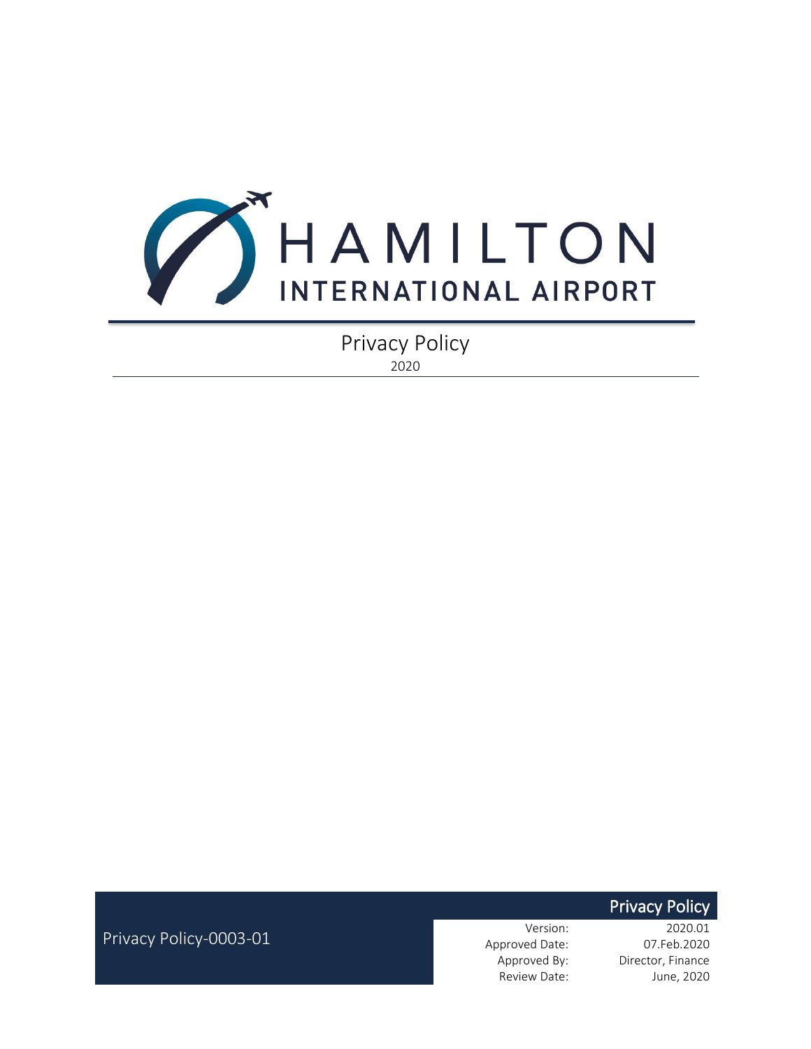# HAMILTON INTERNATIONAL AIRPORT

## Privacy Policy

2020

**Privacy Policy**

Privacy Policy-0003-01

| | |
|---|---|
| Version: | 2020.01 |
| Approved Date: | 07.Feb.2020 |
| Approved By: | Director, Finance |
| Review Date: | June, 2020 |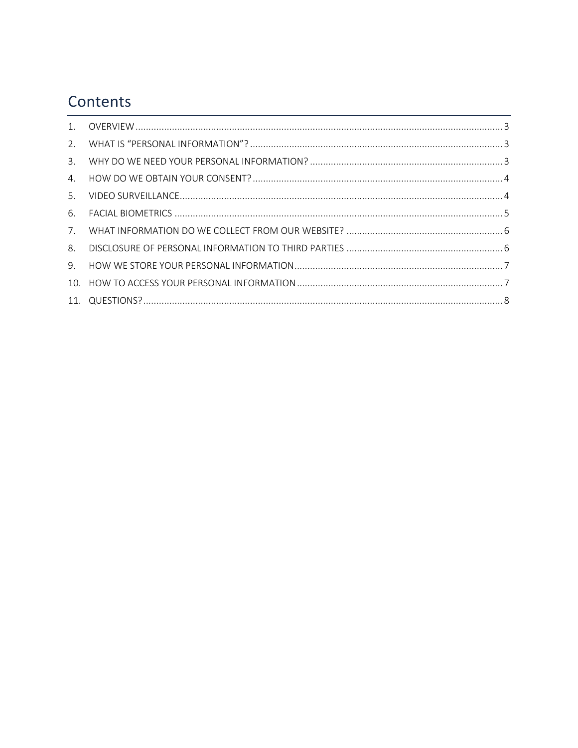## Contents

1. OVERVIEW .......... 3
2. WHAT IS "PERSONAL INFORMATION"? .......... 3
3. WHY DO WE NEED YOUR PERSONAL INFORMATION? .......... 3
4. HOW DO WE OBTAIN YOUR CONSENT? .......... 4
5. VIDEO SURVEILLANCE .......... 4
6. FACIAL BIOMETRICS .......... 5
7. WHAT INFORMATION DO WE COLLECT FROM OUR WEBSITE? .......... 6
8. DISCLOSURE OF PERSONAL INFORMATION TO THIRD PARTIES .......... 6
9. HOW WE STORE YOUR PERSONAL INFORMATION .......... 7
10. HOW TO ACCESS YOUR PERSONAL INFORMATION .......... 7
11. QUESTIONS? .......... 8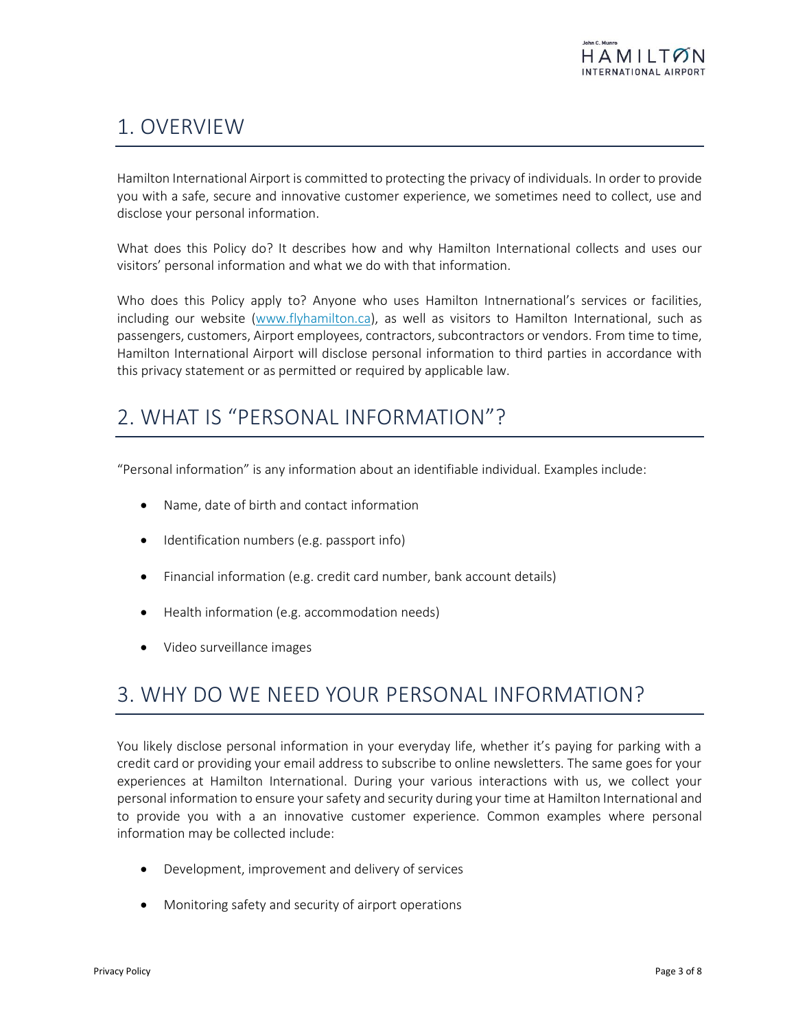## 1. OVERVIEW

Hamilton International Airport is committed to protecting the privacy of individuals. In order to provide you with a safe, secure and innovative customer experience, we sometimes need to collect, use and disclose your personal information.

What does this Policy do? It describes how and why Hamilton International collects and uses our visitors' personal information and what we do with that information.

Who does this Policy apply to? Anyone who uses Hamilton Intnernational's services or facilities, including our website ([www.flyhamilton.ca](http://www.flyhamilton.ca)), as well as visitors to Hamilton International, such as passengers, customers, Airport employees, contractors, subcontractors or vendors. From time to time, Hamilton International Airport will disclose personal information to third parties in accordance with this privacy statement or as permitted or required by applicable law.

## 2. WHAT IS "PERSONAL INFORMATION"?

"Personal information" is any information about an identifiable individual. Examples include:

- Name, date of birth and contact information
- Identification numbers (e.g. passport info)
- Financial information (e.g. credit card number, bank account details)
- Health information (e.g. accommodation needs)
- Video surveillance images

## 3. WHY DO WE NEED YOUR PERSONAL INFORMATION?

You likely disclose personal information in your everyday life, whether it's paying for parking with a credit card or providing your email address to subscribe to online newsletters. The same goes for your experiences at Hamilton International. During your various interactions with us, we collect your personal information to ensure your safety and security during your time at Hamilton International and to provide you with a an innovative customer experience. Common examples where personal information may be collected include:

- Development, improvement and delivery of services
- Monitoring safety and security of airport operations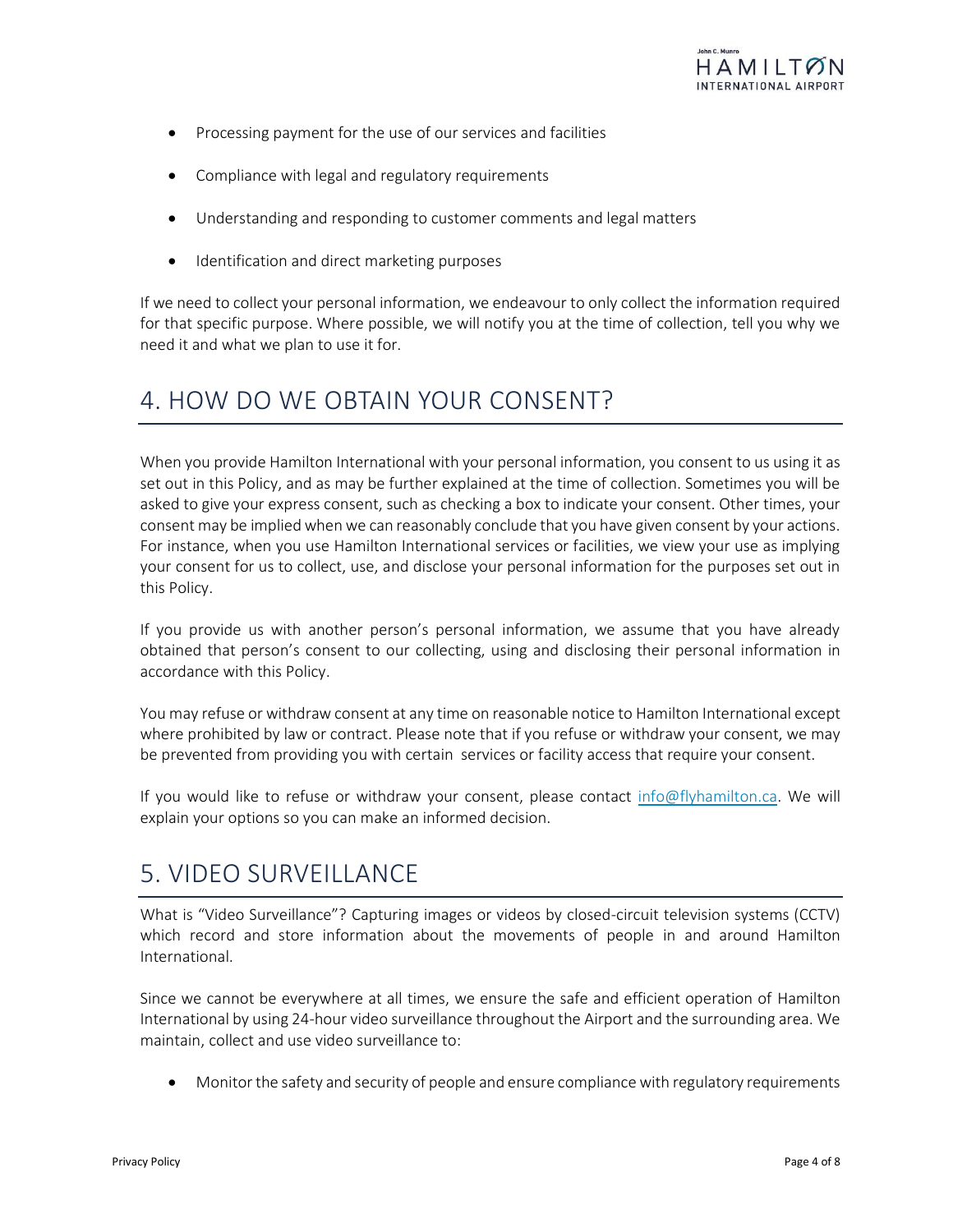- Processing payment for the use of our services and facilities
- Compliance with legal and regulatory requirements
- Understanding and responding to customer comments and legal matters
- Identification and direct marketing purposes

If we need to collect your personal information, we endeavour to only collect the information required for that specific purpose. Where possible, we will notify you at the time of collection, tell you why we need it and what we plan to use it for.

## 4. HOW DO WE OBTAIN YOUR CONSENT?

When you provide Hamilton International with your personal information, you consent to us using it as set out in this Policy, and as may be further explained at the time of collection. Sometimes you will be asked to give your express consent, such as checking a box to indicate your consent. Other times, your consent may be implied when we can reasonably conclude that you have given consent by your actions. For instance, when you use Hamilton International services or facilities, we view your use as implying your consent for us to collect, use, and disclose your personal information for the purposes set out in this Policy.

If you provide us with another person's personal information, we assume that you have already obtained that person's consent to our collecting, using and disclosing their personal information in accordance with this Policy.

You may refuse or withdraw consent at any time on reasonable notice to Hamilton International except where prohibited by law or contract. Please note that if you refuse or withdraw your consent, we may be prevented from providing you with certain services or facility access that require your consent.

If you would like to refuse or withdraw your consent, please contact [info@flyhamilton.ca](mailto:info@flyhamilton.ca). We will explain your options so you can make an informed decision.

## 5. VIDEO SURVEILLANCE

What is "Video Surveillance"? Capturing images or videos by closed-circuit television systems (CCTV) which record and store information about the movements of people in and around Hamilton International.

Since we cannot be everywhere at all times, we ensure the safe and efficient operation of Hamilton International by using 24-hour video surveillance throughout the Airport and the surrounding area. We maintain, collect and use video surveillance to:

- Monitor the safety and security of people and ensure compliance with regulatory requirements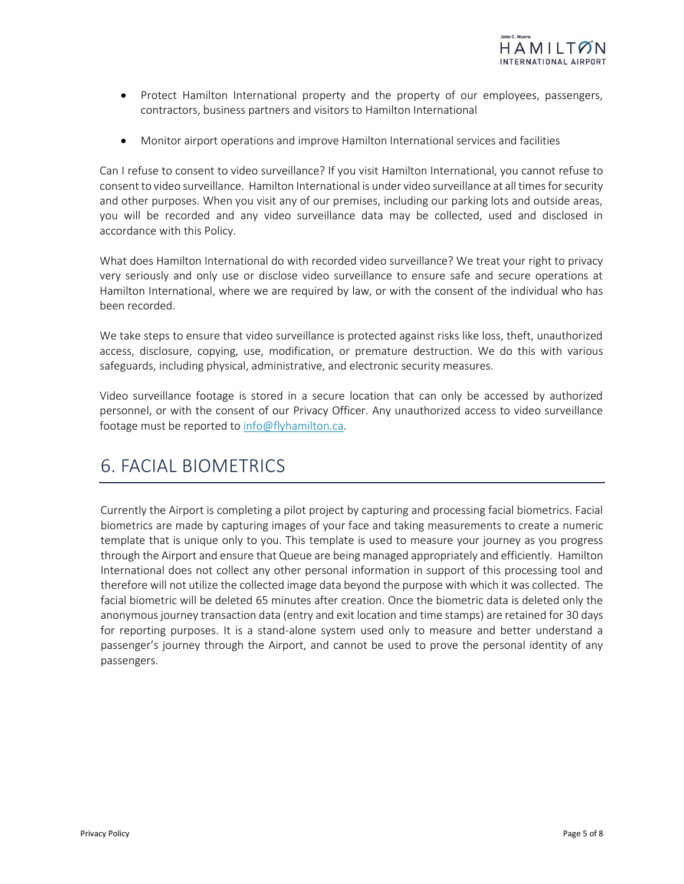- Protect Hamilton International property and the property of our employees, passengers, contractors, business partners and visitors to Hamilton International
- Monitor airport operations and improve Hamilton International services and facilities

Can I refuse to consent to video surveillance? If you visit Hamilton International, you cannot refuse to consent to video surveillance. Hamilton International is under video surveillance at all times for security and other purposes. When you visit any of our premises, including our parking lots and outside areas, you will be recorded and any video surveillance data may be collected, used and disclosed in accordance with this Policy.

What does Hamilton International do with recorded video surveillance? We treat your right to privacy very seriously and only use or disclose video surveillance to ensure safe and secure operations at Hamilton International, where we are required by law, or with the consent of the individual who has been recorded.

We take steps to ensure that video surveillance is protected against risks like loss, theft, unauthorized access, disclosure, copying, use, modification, or premature destruction. We do this with various safeguards, including physical, administrative, and electronic security measures.

Video surveillance footage is stored in a secure location that can only be accessed by authorized personnel, or with the consent of our Privacy Officer. Any unauthorized access to video surveillance footage must be reported to info@flyhamilton.ca.

# 6. FACIAL BIOMETRICS

Currently the Airport is completing a pilot project by capturing and processing facial biometrics. Facial biometrics are made by capturing images of your face and taking measurements to create a numeric template that is unique only to you. This template is used to measure your journey as you progress through the Airport and ensure that Queue are being managed appropriately and efficiently. Hamilton International does not collect any other personal information in support of this processing tool and therefore will not utilize the collected image data beyond the purpose with which it was collected. The facial biometric will be deleted 65 minutes after creation. Once the biometric data is deleted only the anonymous journey transaction data (entry and exit location and time stamps) are retained for 30 days for reporting purposes. It is a stand-alone system used only to measure and better understand a passenger's journey through the Airport, and cannot be used to prove the personal identity of any passengers.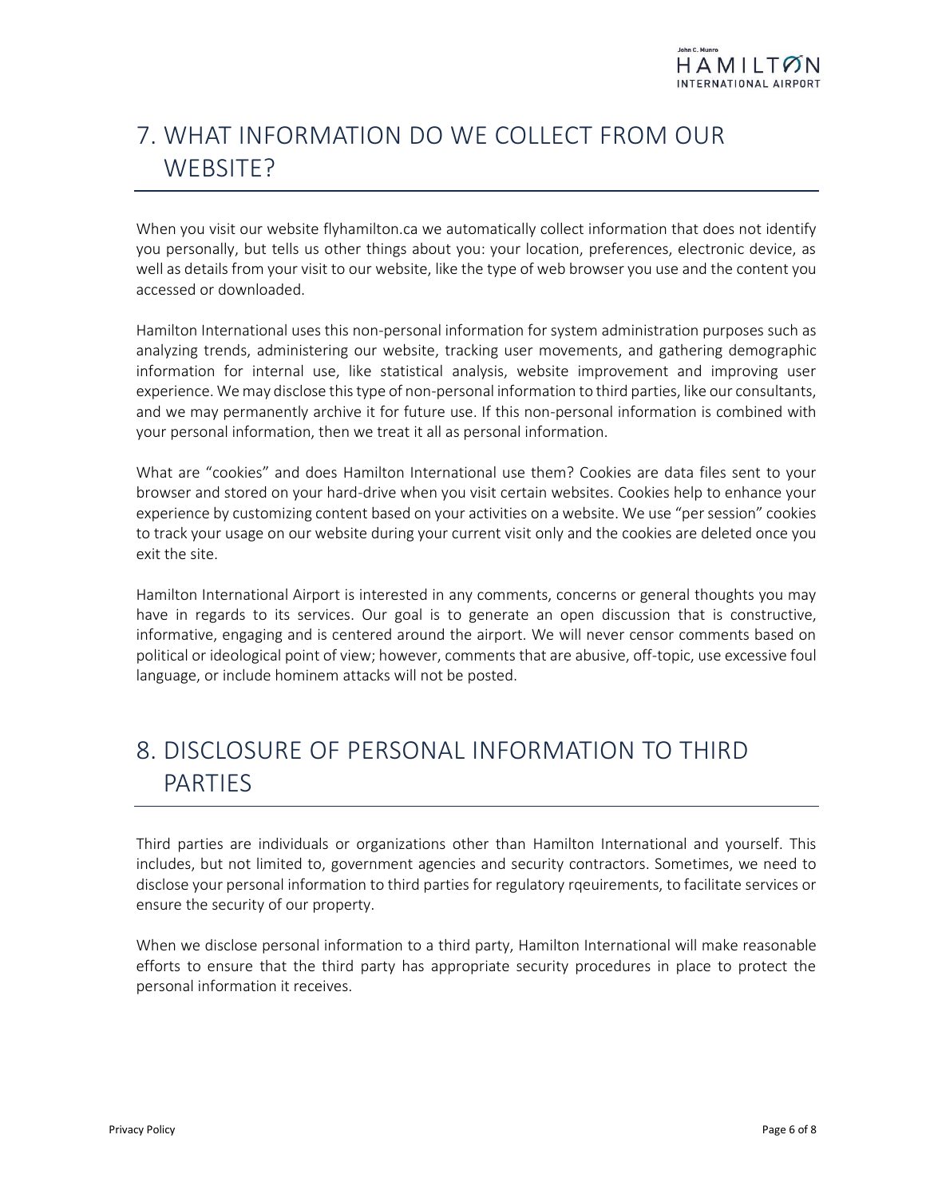# 7. WHAT INFORMATION DO WE COLLECT FROM OUR WEBSITE?

When you visit our website flyhamilton.ca we automatically collect information that does not identify you personally, but tells us other things about you: your location, preferences, electronic device, as well as details from your visit to our website, like the type of web browser you use and the content you accessed or downloaded.

Hamilton International uses this non-personal information for system administration purposes such as analyzing trends, administering our website, tracking user movements, and gathering demographic information for internal use, like statistical analysis, website improvement and improving user experience. We may disclose this type of non-personal information to third parties, like our consultants, and we may permanently archive it for future use. If this non-personal information is combined with your personal information, then we treat it all as personal information.

What are "cookies" and does Hamilton International use them? Cookies are data files sent to your browser and stored on your hard-drive when you visit certain websites. Cookies help to enhance your experience by customizing content based on your activities on a website. We use "per session" cookies to track your usage on our website during your current visit only and the cookies are deleted once you exit the site.

Hamilton International Airport is interested in any comments, concerns or general thoughts you may have in regards to its services. Our goal is to generate an open discussion that is constructive, informative, engaging and is centered around the airport. We will never censor comments based on political or ideological point of view; however, comments that are abusive, off-topic, use excessive foul language, or include hominem attacks will not be posted.

# 8. DISCLOSURE OF PERSONAL INFORMATION TO THIRD PARTIES

Third parties are individuals or organizations other than Hamilton International and yourself. This includes, but not limited to, government agencies and security contractors. Sometimes, we need to disclose your personal information to third parties for regulatory rqeuirements, to facilitate services or ensure the security of our property.

When we disclose personal information to a third party, Hamilton International will make reasonable efforts to ensure that the third party has appropriate security procedures in place to protect the personal information it receives.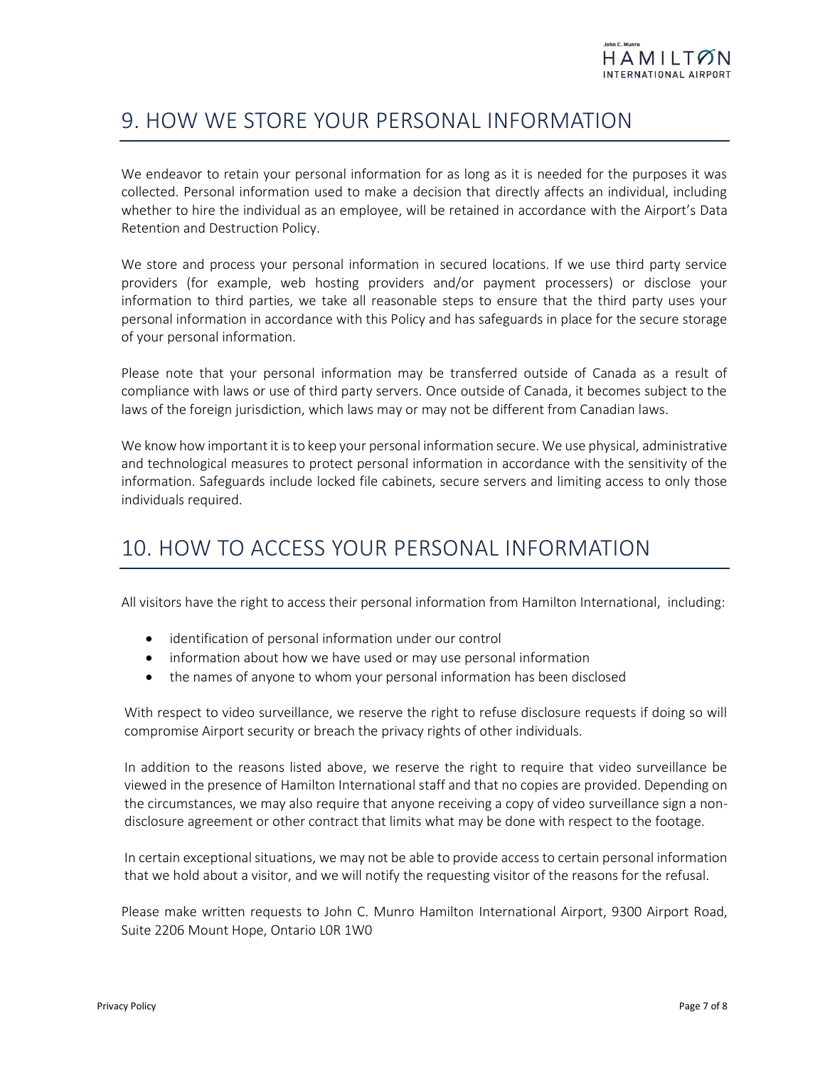## 9. HOW WE STORE YOUR PERSONAL INFORMATION

We endeavor to retain your personal information for as long as it is needed for the purposes it was collected. Personal information used to make a decision that directly affects an individual, including whether to hire the individual as an employee, will be retained in accordance with the Airport's Data Retention and Destruction Policy.

We store and process your personal information in secured locations. If we use third party service providers (for example, web hosting providers and/or payment processers) or disclose your information to third parties, we take all reasonable steps to ensure that the third party uses your personal information in accordance with this Policy and has safeguards in place for the secure storage of your personal information.

Please note that your personal information may be transferred outside of Canada as a result of compliance with laws or use of third party servers. Once outside of Canada, it becomes subject to the laws of the foreign jurisdiction, which laws may or may not be different from Canadian laws.

We know how important it is to keep your personal information secure. We use physical, administrative and technological measures to protect personal information in accordance with the sensitivity of the information. Safeguards include locked file cabinets, secure servers and limiting access to only those individuals required.

## 10. HOW TO ACCESS YOUR PERSONAL INFORMATION

All visitors have the right to access their personal information from Hamilton International, including:

- identification of personal information under our control
- information about how we have used or may use personal information
- the names of anyone to whom your personal information has been disclosed

With respect to video surveillance, we reserve the right to refuse disclosure requests if doing so will compromise Airport security or breach the privacy rights of other individuals.

In addition to the reasons listed above, we reserve the right to require that video surveillance be viewed in the presence of Hamilton International staff and that no copies are provided. Depending on the circumstances, we may also require that anyone receiving a copy of video surveillance sign a non-disclosure agreement or other contract that limits what may be done with respect to the footage.

In certain exceptional situations, we may not be able to provide access to certain personal information that we hold about a visitor, and we will notify the requesting visitor of the reasons for the refusal.

Please make written requests to John C. Munro Hamilton International Airport, 9300 Airport Road, Suite 2206 Mount Hope, Ontario L0R 1W0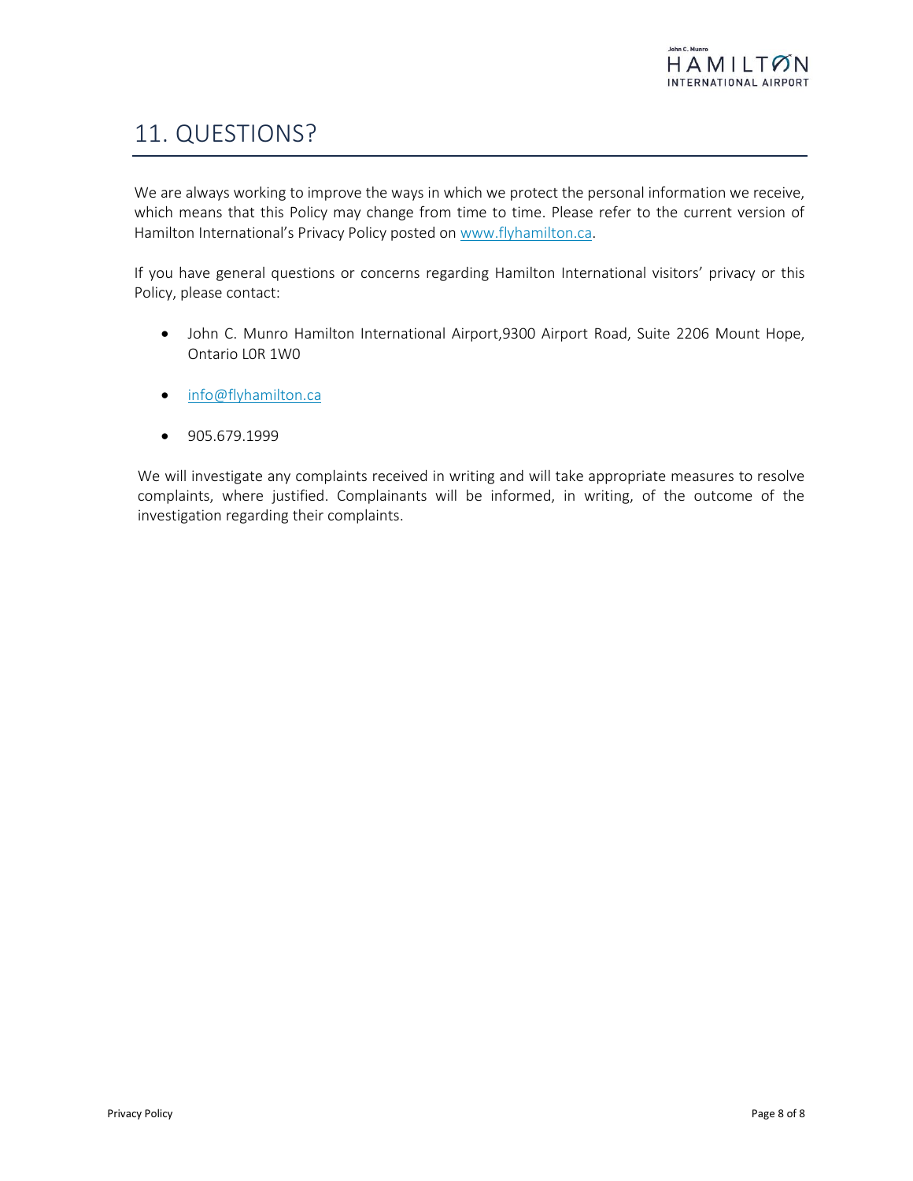# 11. QUESTIONS?

We are always working to improve the ways in which we protect the personal information we receive, which means that this Policy may change from time to time. Please refer to the current version of Hamilton International's Privacy Policy posted on www.flyhamilton.ca.

If you have general questions or concerns regarding Hamilton International visitors' privacy or this Policy, please contact:

- John C. Munro Hamilton International Airport,9300 Airport Road, Suite 2206 Mount Hope, Ontario L0R 1W0
- info@flyhamilton.ca
- 905.679.1999

We will investigate any complaints received in writing and will take appropriate measures to resolve complaints, where justified. Complainants will be informed, in writing, of the outcome of the investigation regarding their complaints.